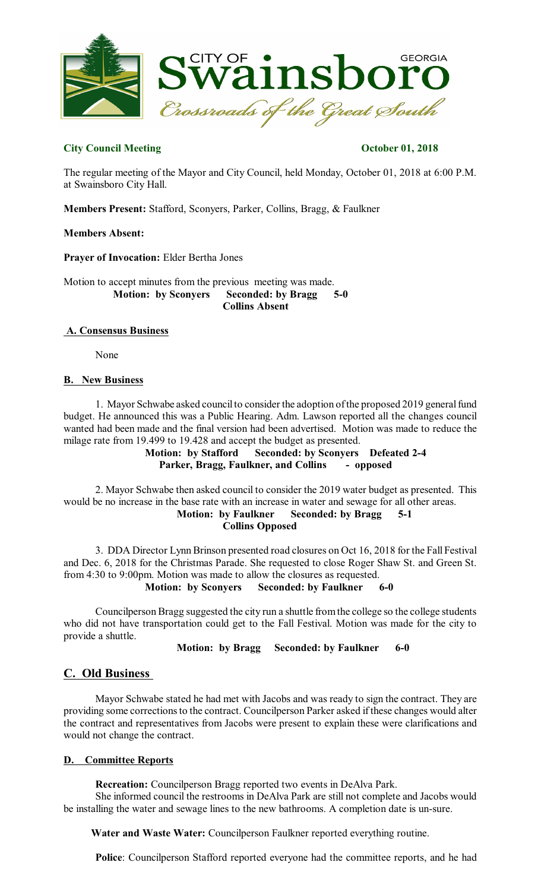**City Council Meeting** **October 01, 2018**

The regular meeting of the Mayor and City Council, held Monday, October 01, 2018 at 6:00 P.M. at Swainsboro City Hall.

**Members Present:** Stafford, Sconyers, Parker, Collins, Bragg, & Faulkner

**Members Absent:**

**Prayer of Invocation:** Elder Bertha Jones

Motion to accept minutes from the previous meeting was made.

**Motion: by Sconyers Seconded: by Bragg 5-0**
**Collins Absent**

## A. Consensus Business

None

## B. New Business

1. Mayor Schwabe asked council to consider the adoption of the proposed 2019 general fund budget. He announced this was a Public Hearing. Adm. Lawson reported all the changes council wanted had been made and the final version had been advertised. Motion was made to reduce the milage rate from 19.499 to 19.428 and accept the budget as presented.

**Motion: by Stafford Seconded: by Sconyers Defeated 2-4**
**Parker, Bragg, Faulkner, and Collins - opposed**

2. Mayor Schwabe then asked council to consider the 2019 water budget as presented. This would be no increase in the base rate with an increase in water and sewage for all other areas.

**Motion: by Faulkner Seconded: by Bragg 5-1**
**Collins Opposed**

3. DDA Director Lynn Brinson presented road closures on Oct 16, 2018 for the Fall Festival and Dec. 6, 2018 for the Christmas Parade. She requested to close Roger Shaw St. and Green St. from 4:30 to 9:00pm. Motion was made to allow the closures as requested.

**Motion: by Sconyers Seconded: by Faulkner 6-0**

Councilperson Bragg suggested the city run a shuttle from the college so the college students who did not have transportation could get to the Fall Festival. Motion was made for the city to provide a shuttle.

**Motion: by Bragg Seconded: by Faulkner 6-0**

## C. Old Business

Mayor Schwabe stated he had met with Jacobs and was ready to sign the contract. They are providing some corrections to the contract. Councilperson Parker asked if these changes would alter the contract and representatives from Jacobs were present to explain these were clarifications and would not change the contract.

## D. Committee Reports

**Recreation:** Councilperson Bragg reported two events in DeAlva Park.
She informed council the restrooms in DeAlva Park are still not complete and Jacobs would be installing the water and sewage lines to the new bathrooms. A completion date is un-sure.

**Water and Waste Water:** Councilperson Faulkner reported everything routine.

**Police**: Councilperson Stafford reported everyone had the committee reports, and he had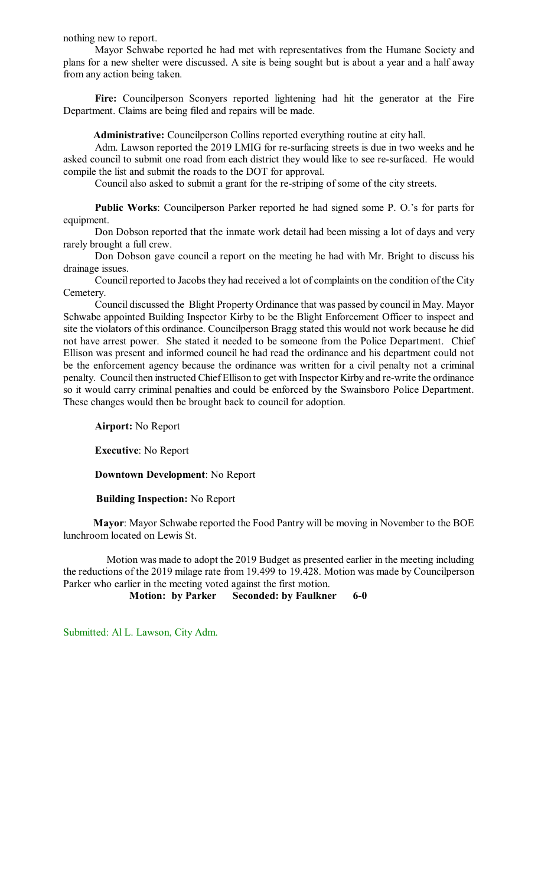nothing new to report.

Mayor Schwabe reported he had met with representatives from the Humane Society and plans for a new shelter were discussed. A site is being sought but is about a year and a half away from any action being taken.

**Fire:** Councilperson Sconyers reported lightening had hit the generator at the Fire Department. Claims are being filed and repairs will be made.

**Administrative:** Councilperson Collins reported everything routine at city hall.

Adm. Lawson reported the 2019 LMIG for re-surfacing streets is due in two weeks and he asked council to submit one road from each district they would like to see re-surfaced. He would compile the list and submit the roads to the DOT for approval.

Council also asked to submit a grant for the re-striping of some of the city streets.

**Public Works**: Councilperson Parker reported he had signed some P. O.'s for parts for equipment.

Don Dobson reported that the inmate work detail had been missing a lot of days and very rarely brought a full crew.

Don Dobson gave council a report on the meeting he had with Mr. Bright to discuss his drainage issues.

Council reported to Jacobs they had received a lot of complaints on the condition of the City Cemetery.

Council discussed the Blight Property Ordinance that was passed by council in May. Mayor Schwabe appointed Building Inspector Kirby to be the Blight Enforcement Officer to inspect and site the violators of this ordinance. Councilperson Bragg stated this would not work because he did not have arrest power. She stated it needed to be someone from the Police Department. Chief Ellison was present and informed council he had read the ordinance and his department could not be the enforcement agency because the ordinance was written for a civil penalty not a criminal penalty. Council then instructed Chief Ellison to get with Inspector Kirby and re-write the ordinance so it would carry criminal penalties and could be enforced by the Swainsboro Police Department. These changes would then be brought back to council for adoption.

**Airport:** No Report

**Executive**: No Report

**Downtown Development**: No Report

**Building Inspection:** No Report

**Mayor**: Mayor Schwabe reported the Food Pantry will be moving in November to the BOE lunchroom located on Lewis St.

Motion was made to adopt the 2019 Budget as presented earlier in the meeting including the reductions of the 2019 milage rate from 19.499 to 19.428. Motion was made by Councilperson Parker who earlier in the meeting voted against the first motion.

**Motion: by Parker Seconded: by Faulkner 6-0**

Submitted: Al L. Lawson, City Adm.